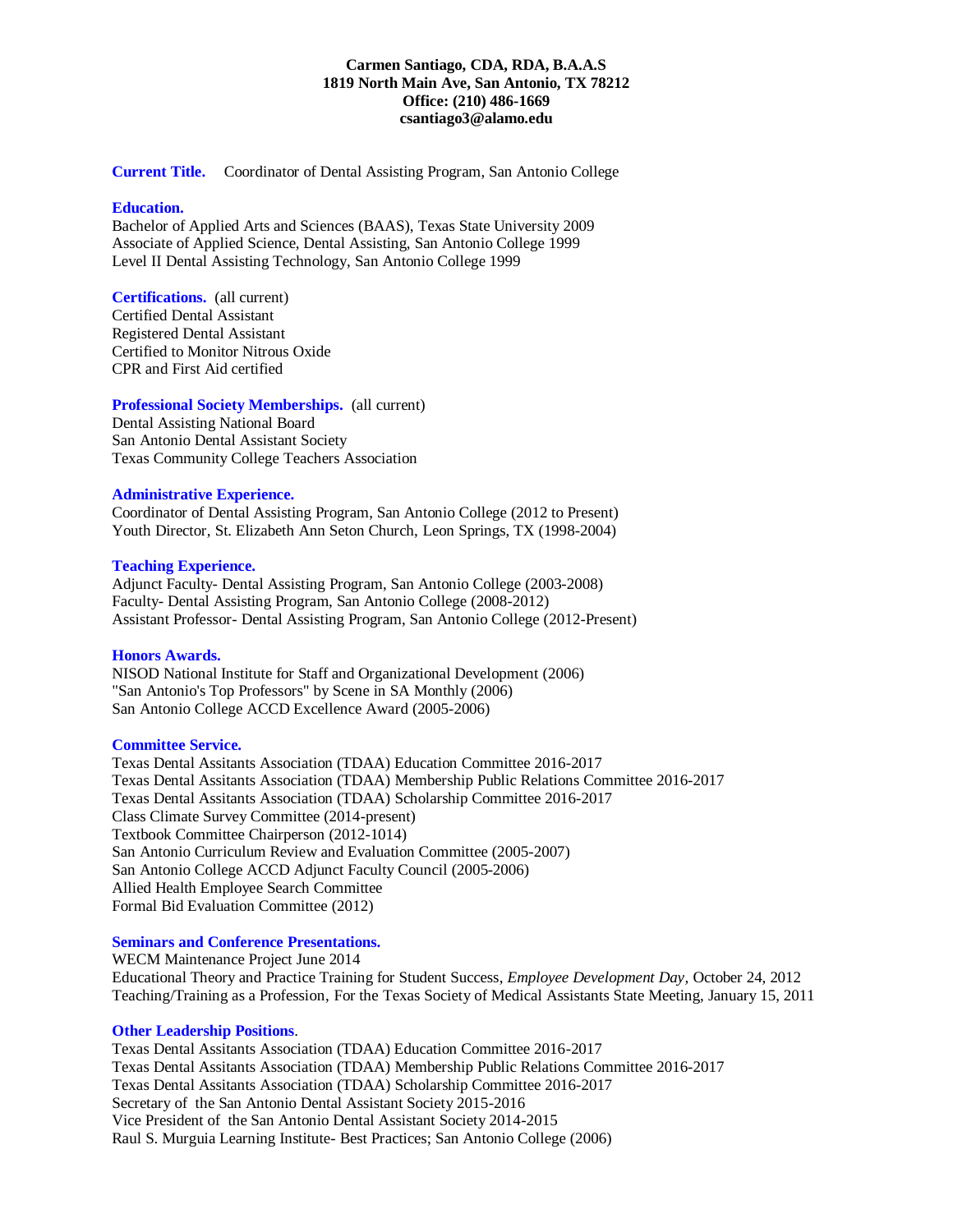**Carmen Santiago, CDA, RDA, B.A.A.S**
**1819 North Main Ave, San Antonio, TX 78212**
**Office: (210) 486-1669**
**csantiago3@alamo.edu**

**Current Title.** Coordinator of Dental Assisting Program, San Antonio College

**Education.**
Bachelor of Applied Arts and Sciences (BAAS), Texas State University 2009
Associate of Applied Science, Dental Assisting, San Antonio College 1999
Level II Dental Assisting Technology, San Antonio College 1999

**Certifications.** (all current)
Certified Dental Assistant
Registered Dental Assistant
Certified to Monitor Nitrous Oxide
CPR and First Aid certified

**Professional Society Memberships.** (all current)
Dental Assisting National Board
San Antonio Dental Assistant Society
Texas Community College Teachers Association

**Administrative Experience.**
Coordinator of Dental Assisting Program, San Antonio College (2012 to Present)
Youth Director, St. Elizabeth Ann Seton Church, Leon Springs, TX (1998-2004)

**Teaching Experience.**
Adjunct Faculty- Dental Assisting Program, San Antonio College (2003-2008)
Faculty- Dental Assisting Program, San Antonio College (2008-2012)
Assistant Professor- Dental Assisting Program, San Antonio College (2012-Present)

**Honors Awards.**
NISOD National Institute for Staff and Organizational Development (2006)
"San Antonio's Top Professors" by Scene in SA Monthly (2006)
San Antonio College ACCD Excellence Award (2005-2006)

**Committee Service.**
Texas Dental Assitants Association (TDAA) Education Committee 2016-2017
Texas Dental Assitants Association (TDAA) Membership Public Relations Committee 2016-2017
Texas Dental Assitants Association (TDAA) Scholarship Committee 2016-2017
Class Climate Survey Committee (2014-present)
Textbook Committee Chairperson (2012-1014)
San Antonio Curriculum Review and Evaluation Committee (2005-2007)
San Antonio College ACCD Adjunct Faculty Council (2005-2006)
Allied Health Employee Search Committee
Formal Bid Evaluation Committee (2012)

**Seminars and Conference Presentations.**
WECM Maintenance Project June 2014
Educational Theory and Practice Training for Student Success, *Employee Development Day*, October 24, 2012
Teaching/Training as a Profession, For the Texas Society of Medical Assistants State Meeting, January 15, 2011

**Other Leadership Positions**.
Texas Dental Assitants Association (TDAA) Education Committee 2016-2017
Texas Dental Assitants Association (TDAA) Membership Public Relations Committee 2016-2017
Texas Dental Assitants Association (TDAA) Scholarship Committee 2016-2017
Secretary of the San Antonio Dental Assistant Society 2015-2016
Vice President of the San Antonio Dental Assistant Society 2014-2015
Raul S. Murguia Learning Institute- Best Practices; San Antonio College (2006)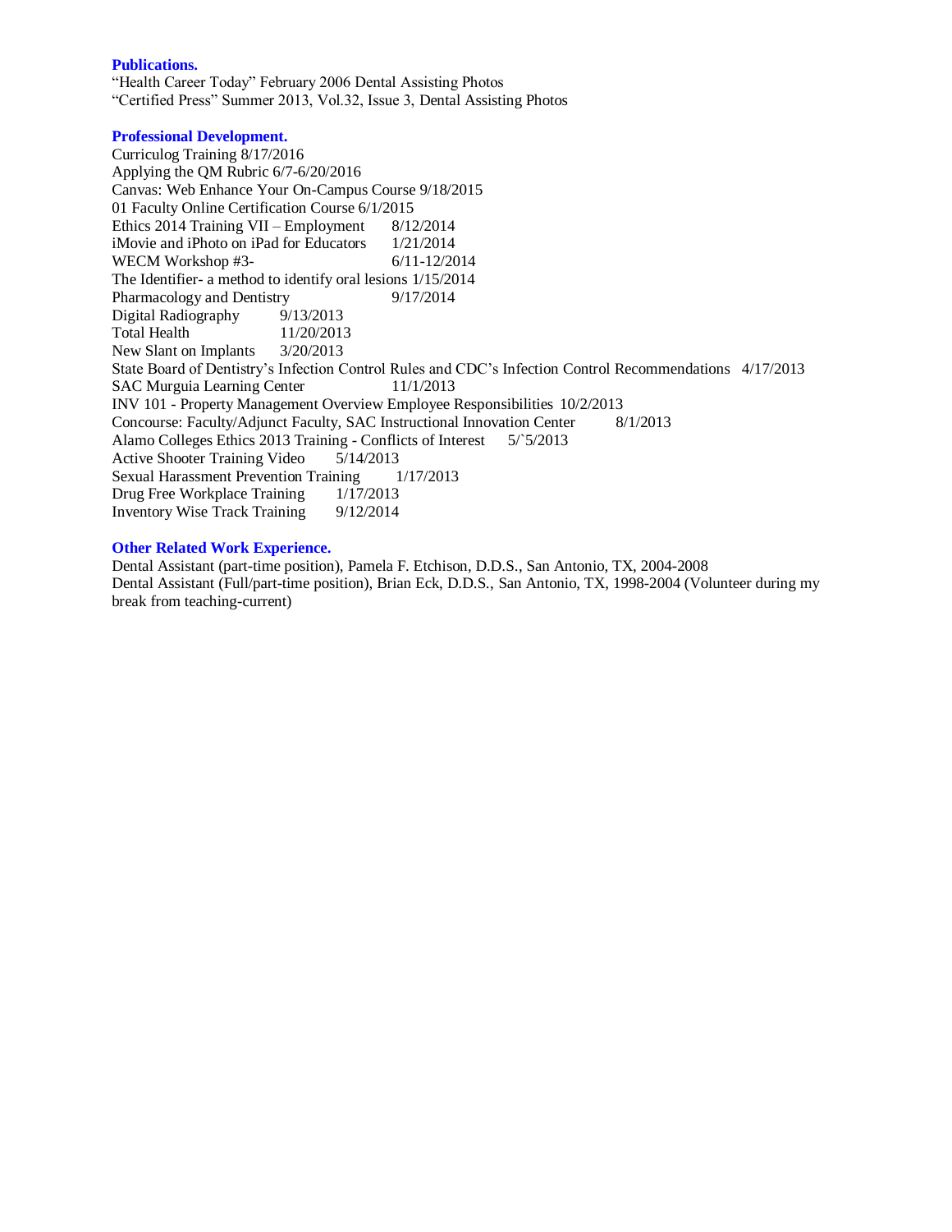### Publications.

"Health Career Today" February 2006 Dental Assisting Photos
"Certified Press" Summer 2013, Vol.32, Issue 3, Dental Assisting Photos

### Professional Development.

Curriculog Training 8/17/2016
Applying the QM Rubric 6/7-6/20/2016
Canvas: Web Enhance Your On-Campus Course 9/18/2015
01 Faculty Online Certification Course 6/1/2015
Ethics 2014 Training VII – Employment 8/12/2014
iMovie and iPhoto on iPad for Educators 1/21/2014
WECM Workshop #3- 6/11-12/2014
The Identifier- a method to identify oral lesions 1/15/2014
Pharmacology and Dentistry 9/17/2014
Digital Radiography 9/13/2013
Total Health 11/20/2013
New Slant on Implants 3/20/2013
State Board of Dentistry's Infection Control Rules and CDC's Infection Control Recommendations 4/17/2013
SAC Murguia Learning Center 11/1/2013
INV 101 - Property Management Overview Employee Responsibilities 10/2/2013
Concourse: Faculty/Adjunct Faculty, SAC Instructional Innovation Center 8/1/2013
Alamo Colleges Ethics 2013 Training - Conflicts of Interest 5/`5/2013
Active Shooter Training Video 5/14/2013
Sexual Harassment Prevention Training 1/17/2013
Drug Free Workplace Training 1/17/2013
Inventory Wise Track Training 9/12/2014

### Other Related Work Experience.

Dental Assistant (part-time position), Pamela F. Etchison, D.D.S., San Antonio, TX, 2004-2008
Dental Assistant (Full/part-time position), Brian Eck, D.D.S., San Antonio, TX, 1998-2004 (Volunteer during my break from teaching-current)